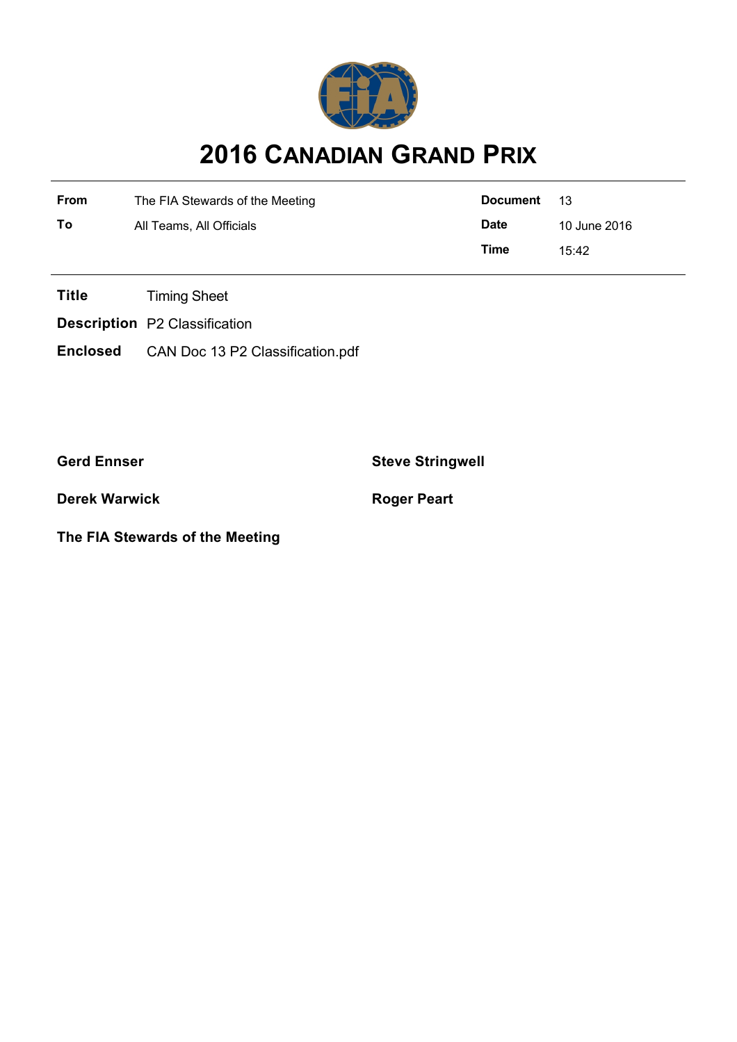# 2016 CANADIAN GRAND PRIX

| | | | |
|---|---|---|---|
| **From** | The FIA Stewards of the Meeting | **Document** | 13 |
| **To** | All Teams, All Officials | **Date** | 10 June 2016 |
| | | **Time** | 15:42 |

**Title** Timing Sheet

**Description** P2 Classification

**Enclosed** CAN Doc 13 P2 Classification.pdf

**Gerd Ennser** **Steve Stringwell**

**Derek Warwick** **Roger Peart**

**The FIA Stewards of the Meeting**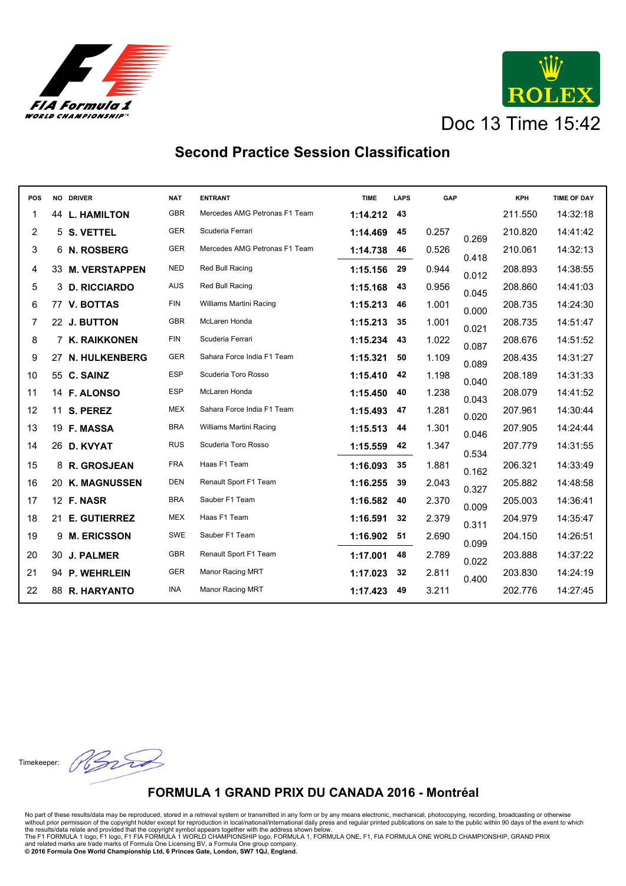Doc 13 Time 15:42

## Second Practice Session Classification

| POS | NO | DRIVER | NAT | ENTRANT | TIME | LAPS | GAP | | KPH | TIME OF DAY |
|---|---|---|---|---|---|---|---|---|---|---|
| 1 | 44 | **L. HAMILTON** | GBR | Mercedes AMG Petronas F1 Team | **1:14.212** | **43** | | | 211.550 | 14:32:18 |
| 2 | 5 | **S. VETTEL** | GER | Scuderia Ferrari | **1:14.469** | **45** | 0.257 | | 210.820 | 14:41:42 |
| 3 | 6 | **N. ROSBERG** | GER | Mercedes AMG Petronas F1 Team | **1:14.738** | **46** | 0.526 | 0.269 | 210.061 | 14:32:13 |
| 4 | 33 | **M. VERSTAPPEN** | NED | Red Bull Racing | **1:15.156** | **29** | 0.944 | 0.418 | 208.893 | 14:38:55 |
| 5 | 3 | **D. RICCIARDO** | AUS | Red Bull Racing | **1:15.168** | **43** | 0.956 | 0.012 | 208.860 | 14:41:03 |
| 6 | 77 | **V. BOTTAS** | FIN | Williams Martini Racing | **1:15.213** | **46** | 1.001 | 0.045 | 208.735 | 14:24:30 |
| 7 | 22 | **J. BUTTON** | GBR | McLaren Honda | **1:15.213** | **35** | 1.001 | 0.000 | 208.735 | 14:51:47 |
| 8 | 7 | **K. RAIKKONEN** | FIN | Scuderia Ferrari | **1:15.234** | **43** | 1.022 | 0.021 | 208.676 | 14:51:52 |
| 9 | 27 | **N. HULKENBERG** | GER | Sahara Force India F1 Team | **1:15.321** | **50** | 1.109 | 0.087 | 208.435 | 14:31:27 |
| 10 | 55 | **C. SAINZ** | ESP | Scuderia Toro Rosso | **1:15.410** | **42** | 1.198 | 0.089 | 208.189 | 14:31:33 |
| 11 | 14 | **F. ALONSO** | ESP | McLaren Honda | **1:15.450** | **40** | 1.238 | 0.040 | 208.079 | 14:41:52 |
| 12 | 11 | **S. PEREZ** | MEX | Sahara Force India F1 Team | **1:15.493** | **47** | 1.281 | 0.043 | 207.961 | 14:30:44 |
| 13 | 19 | **F. MASSA** | BRA | Williams Martini Racing | **1:15.513** | **44** | 1.301 | 0.020 | 207.905 | 14:24:44 |
| 14 | 26 | **D. KVYAT** | RUS | Scuderia Toro Rosso | **1:15.559** | **42** | 1.347 | 0.046 | 207.779 | 14:31:55 |
| 15 | 8 | **R. GROSJEAN** | FRA | Haas F1 Team | **1:16.093** | **35** | 1.881 | 0.534 | 206.321 | 14:33:49 |
| 16 | 20 | **K. MAGNUSSEN** | DEN | Renault Sport F1 Team | **1:16.255** | **39** | 2.043 | 0.162 | 205.882 | 14:48:58 |
| 17 | 12 | **F. NASR** | BRA | Sauber F1 Team | **1:16.582** | **40** | 2.370 | 0.327 | 205.003 | 14:36:41 |
| 18 | 21 | **E. GUTIERREZ** | MEX | Haas F1 Team | **1:16.591** | **32** | 2.379 | 0.009 | 204.979 | 14:35:47 |
| 19 | 9 | **M. ERICSSON** | SWE | Sauber F1 Team | **1:16.902** | **51** | 2.690 | 0.311 | 204.150 | 14:26:51 |
| 20 | 30 | **J. PALMER** | GBR | Renault Sport F1 Team | **1:17.001** | **48** | 2.789 | 0.099 | 203.888 | 14:37:22 |
| 21 | 94 | **P. WEHRLEIN** | GER | Manor Racing MRT | **1:17.023** | **32** | 2.811 | 0.022 | 203.830 | 14:24:19 |
| 22 | 88 | **R. HARYANTO** | INA | Manor Racing MRT | **1:17.423** | **49** | 3.211 | 0.400 | 202.776 | 14:27:45 |

Timekeeper:

## FORMULA 1 GRAND PRIX DU CANADA 2016 - Montréal

No part of these results/data may be reproduced, stored in a retrieval system or transmitted in any form or by any means electronic, mechanical, photocopying, recording, broadcasting or otherwise without prior permission of the copyright holder except for reproduction in local/national/international daily press and regular printed publications on sale to the public within 90 days of the event to which the results/data relate and provided that the copyright symbol appears together with the address shown below.
The F1 FORMULA 1 logo, F1 logo, F1 FIA FORMULA 1 WORLD CHAMPIONSHIP logo, FORMULA 1, FORMULA ONE, F1, FIA FORMULA ONE WORLD CHAMPIONSHIP, GRAND PRIX and related marks are trade marks of Formula One Licensing BV, a Formula One group company.
**© 2016 Formula One World Championship Ltd, 6 Princes Gate, London, SW7 1QJ, England.**